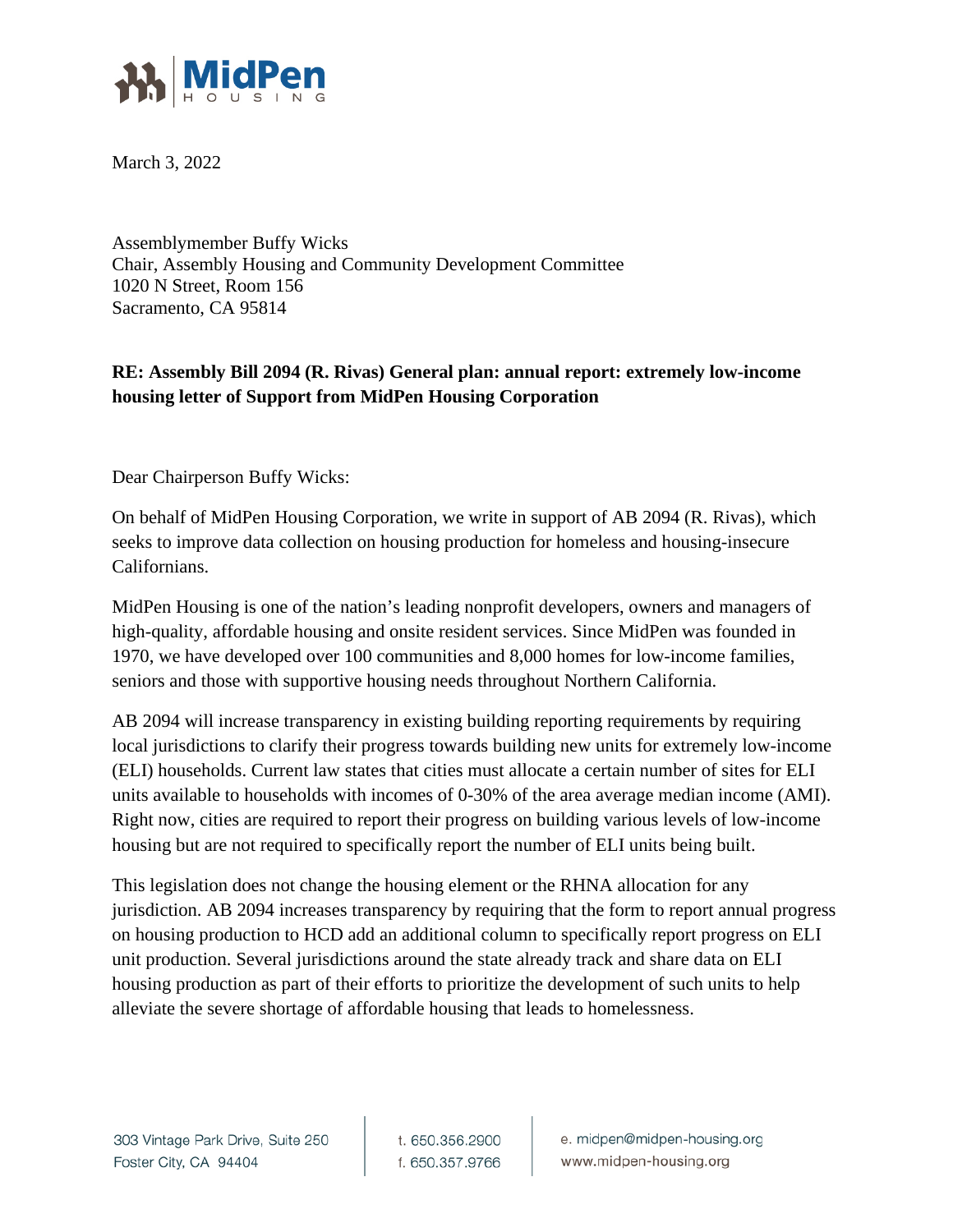MidPen HOUSING

March 3, 2022

Assemblymember Buffy Wicks
Chair, Assembly Housing and Community Development Committee
1020 N Street, Room 156
Sacramento, CA 95814

**RE: Assembly Bill 2094 (R. Rivas) General plan: annual report: extremely low-income housing letter of Support from MidPen Housing Corporation**

Dear Chairperson Buffy Wicks:

On behalf of MidPen Housing Corporation, we write in support of AB 2094 (R. Rivas), which seeks to improve data collection on housing production for homeless and housing-insecure Californians.

MidPen Housing is one of the nation's leading nonprofit developers, owners and managers of high-quality, affordable housing and onsite resident services. Since MidPen was founded in 1970, we have developed over 100 communities and 8,000 homes for low-income families, seniors and those with supportive housing needs throughout Northern California.

AB 2094 will increase transparency in existing building reporting requirements by requiring local jurisdictions to clarify their progress towards building new units for extremely low-income (ELI) households. Current law states that cities must allocate a certain number of sites for ELI units available to households with incomes of 0-30% of the area average median income (AMI). Right now, cities are required to report their progress on building various levels of low-income housing but are not required to specifically report the number of ELI units being built.

This legislation does not change the housing element or the RHNA allocation for any jurisdiction. AB 2094 increases transparency by requiring that the form to report annual progress on housing production to HCD add an additional column to specifically report progress on ELI unit production. Several jurisdictions around the state already track and share data on ELI housing production as part of their efforts to prioritize the development of such units to help alleviate the severe shortage of affordable housing that leads to homelessness.

303 Vintage Park Drive, Suite 250
Foster City, CA 94404

t. 650.356.2900
f. 650.357.9766

e. midpen@midpen-housing.org
www.midpen-housing.org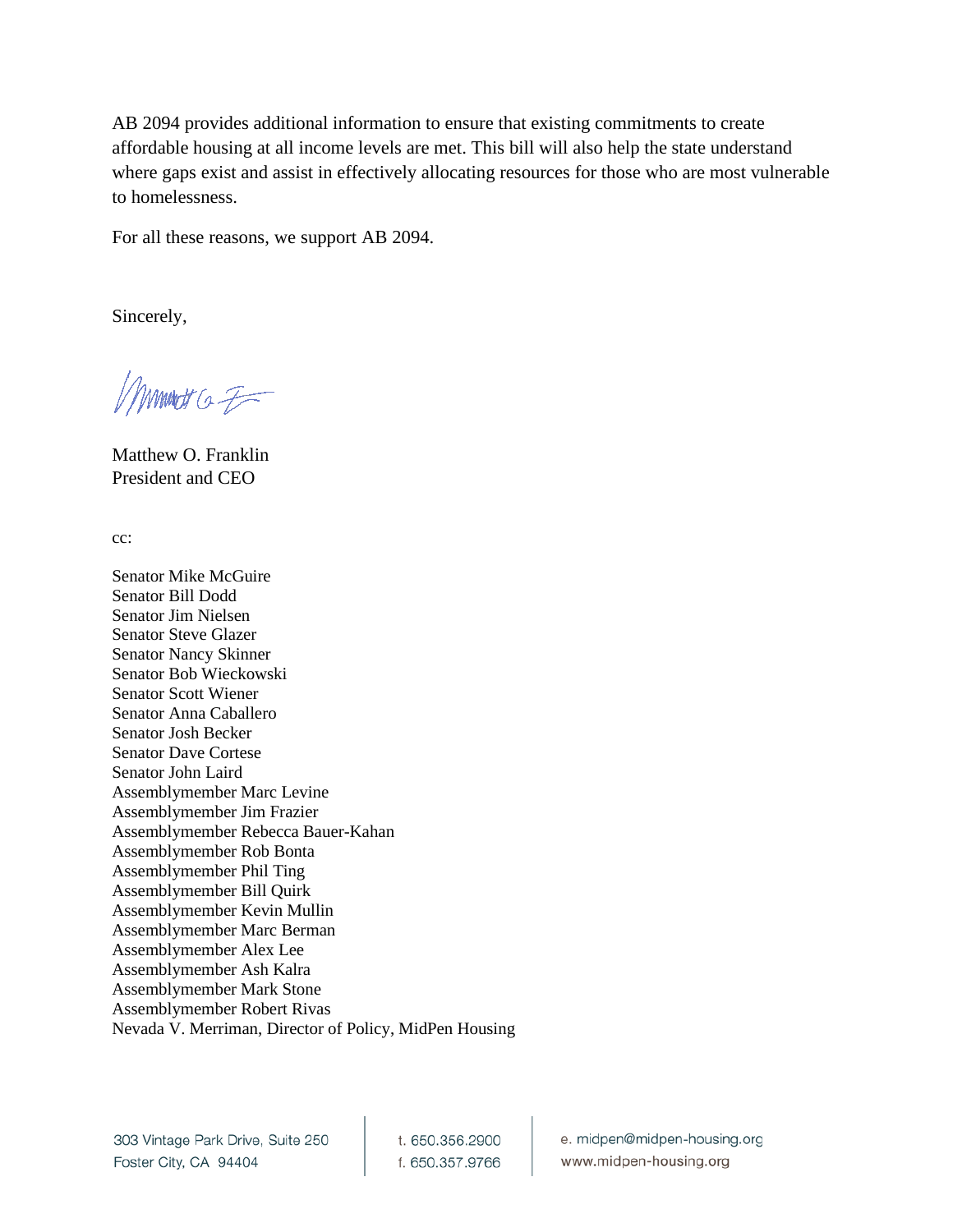AB 2094 provides additional information to ensure that existing commitments to create affordable housing at all income levels are met. This bill will also help the state understand where gaps exist and assist in effectively allocating resources for those who are most vulnerable to homelessness.

For all these reasons, we support AB 2094.

Sincerely,

Matthew O. Franklin
President and CEO

cc:

Senator Mike McGuire
Senator Bill Dodd
Senator Jim Nielsen
Senator Steve Glazer
Senator Nancy Skinner
Senator Bob Wieckowski
Senator Scott Wiener
Senator Anna Caballero
Senator Josh Becker
Senator Dave Cortese
Senator John Laird
Assemblymember Marc Levine
Assemblymember Jim Frazier
Assemblymember Rebecca Bauer-Kahan
Assemblymember Rob Bonta
Assemblymember Phil Ting
Assemblymember Bill Quirk
Assemblymember Kevin Mullin
Assemblymember Marc Berman
Assemblymember Alex Lee
Assemblymember Ash Kalra
Assemblymember Mark Stone
Assemblymember Robert Rivas
Nevada V. Merriman, Director of Policy, MidPen Housing

303 Vintage Park Drive, Suite 250
Foster City, CA 94404

t. 650.356.2900
f. 650.357.9766

e. midpen@midpen-housing.org
www.midpen-housing.org